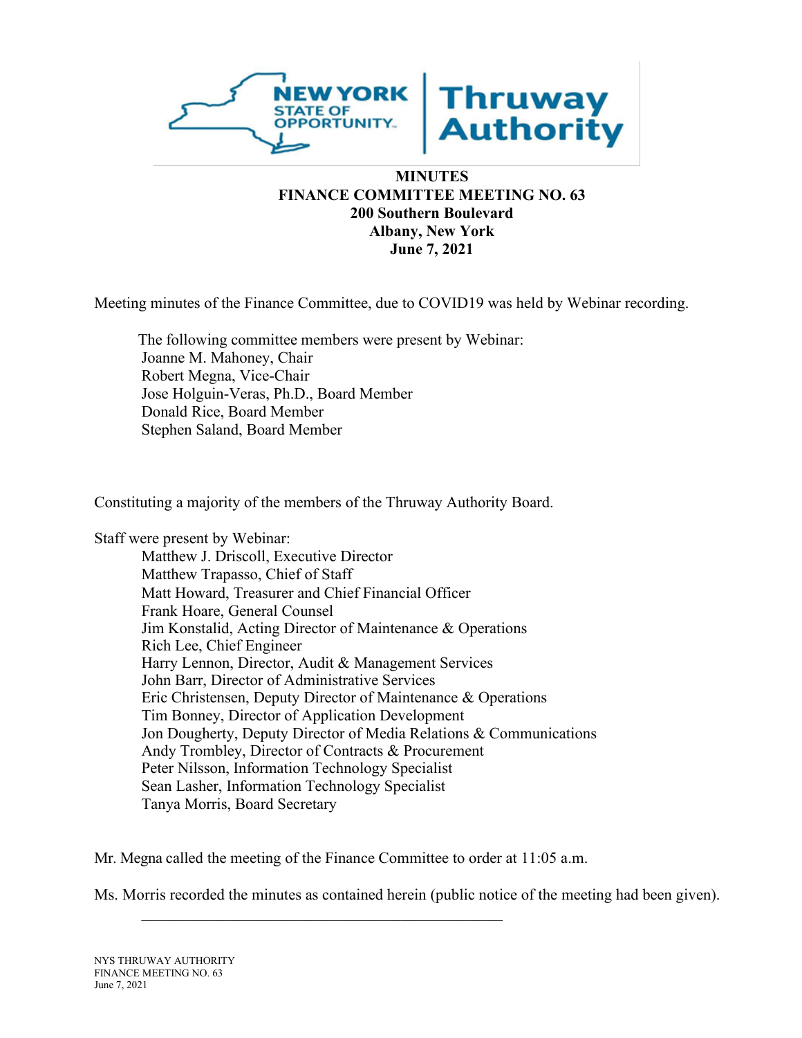**MINUTES**
**FINANCE COMMITTEE MEETING NO. 63**
**200 Southern Boulevard**
**Albany, New York**
**June 7, 2021**

Meeting minutes of the Finance Committee, due to COVID19 was held by Webinar recording.

The following committee members were present by Webinar:
Joanne M. Mahoney, Chair
Robert Megna, Vice-Chair
Jose Holguin-Veras, Ph.D., Board Member
Donald Rice, Board Member
Stephen Saland, Board Member

Constituting a majority of the members of the Thruway Authority Board.

Staff were present by Webinar:
Matthew J. Driscoll, Executive Director
Matthew Trapasso, Chief of Staff
Matt Howard, Treasurer and Chief Financial Officer
Frank Hoare, General Counsel
Jim Konstalid, Acting Director of Maintenance & Operations
Rich Lee, Chief Engineer
Harry Lennon, Director, Audit & Management Services
John Barr, Director of Administrative Services
Eric Christensen, Deputy Director of Maintenance & Operations
Tim Bonney, Director of Application Development
Jon Dougherty, Deputy Director of Media Relations & Communications
Andy Trombley, Director of Contracts & Procurement
Peter Nilsson, Information Technology Specialist
Sean Lasher, Information Technology Specialist
Tanya Morris, Board Secretary

Mr. Megna called the meeting of the Finance Committee to order at 11:05 a.m.

Ms. Morris recorded the minutes as contained herein (public notice of the meeting had been given).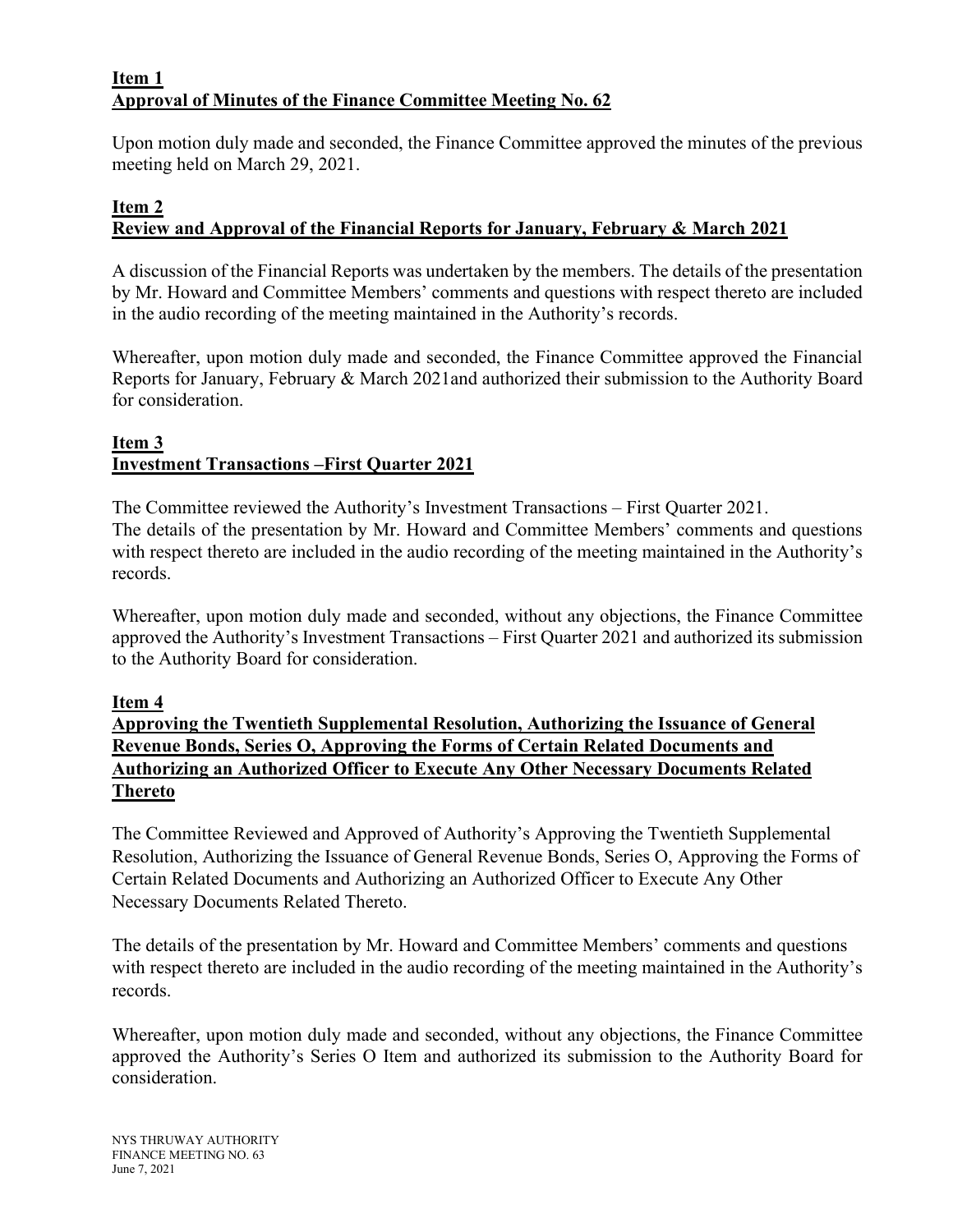**Item 1**
**Approval of Minutes of the Finance Committee Meeting No. 62**

Upon motion duly made and seconded, the Finance Committee approved the minutes of the previous meeting held on March 29, 2021.

**Item 2**
**Review and Approval of the Financial Reports for January, February & March 2021**

A discussion of the Financial Reports was undertaken by the members. The details of the presentation by Mr. Howard and Committee Members' comments and questions with respect thereto are included in the audio recording of the meeting maintained in the Authority's records.

Whereafter, upon motion duly made and seconded, the Finance Committee approved the Financial Reports for January, February & March 2021and authorized their submission to the Authority Board for consideration.

**Item 3**
**Investment Transactions –First Quarter 2021**

The Committee reviewed the Authority's Investment Transactions – First Quarter 2021.
The details of the presentation by Mr. Howard and Committee Members' comments and questions with respect thereto are included in the audio recording of the meeting maintained in the Authority's records.

Whereafter, upon motion duly made and seconded, without any objections, the Finance Committee approved the Authority's Investment Transactions – First Quarter 2021 and authorized its submission to the Authority Board for consideration.

**Item 4**
**Approving the Twentieth Supplemental Resolution, Authorizing the Issuance of General Revenue Bonds, Series O, Approving the Forms of Certain Related Documents and Authorizing an Authorized Officer to Execute Any Other Necessary Documents Related Thereto**

The Committee Reviewed and Approved of Authority's Approving the Twentieth Supplemental Resolution, Authorizing the Issuance of General Revenue Bonds, Series O, Approving the Forms of Certain Related Documents and Authorizing an Authorized Officer to Execute Any Other Necessary Documents Related Thereto.

The details of the presentation by Mr. Howard and Committee Members' comments and questions with respect thereto are included in the audio recording of the meeting maintained in the Authority's records.

Whereafter, upon motion duly made and seconded, without any objections, the Finance Committee approved the Authority's Series O Item and authorized its submission to the Authority Board for consideration.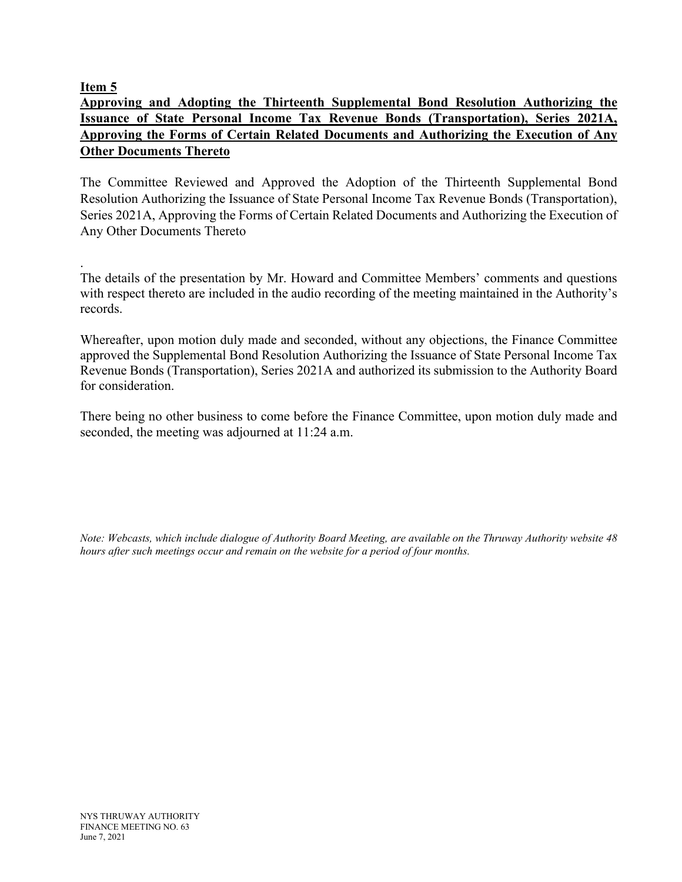**Item 5**

**Approving and Adopting the Thirteenth Supplemental Bond Resolution Authorizing the Issuance of State Personal Income Tax Revenue Bonds (Transportation), Series 2021A, Approving the Forms of Certain Related Documents and Authorizing the Execution of Any Other Documents Thereto**

The Committee Reviewed and Approved the Adoption of the Thirteenth Supplemental Bond Resolution Authorizing the Issuance of State Personal Income Tax Revenue Bonds (Transportation), Series 2021A, Approving the Forms of Certain Related Documents and Authorizing the Execution of Any Other Documents Thereto

.

The details of the presentation by Mr. Howard and Committee Members' comments and questions with respect thereto are included in the audio recording of the meeting maintained in the Authority's records.

Whereafter, upon motion duly made and seconded, without any objections, the Finance Committee approved the Supplemental Bond Resolution Authorizing the Issuance of State Personal Income Tax Revenue Bonds (Transportation), Series 2021A and authorized its submission to the Authority Board for consideration.

There being no other business to come before the Finance Committee, upon motion duly made and seconded, the meeting was adjourned at 11:24 a.m.

*Note: Webcasts, which include dialogue of Authority Board Meeting, are available on the Thruway Authority website 48 hours after such meetings occur and remain on the website for a period of four months.*